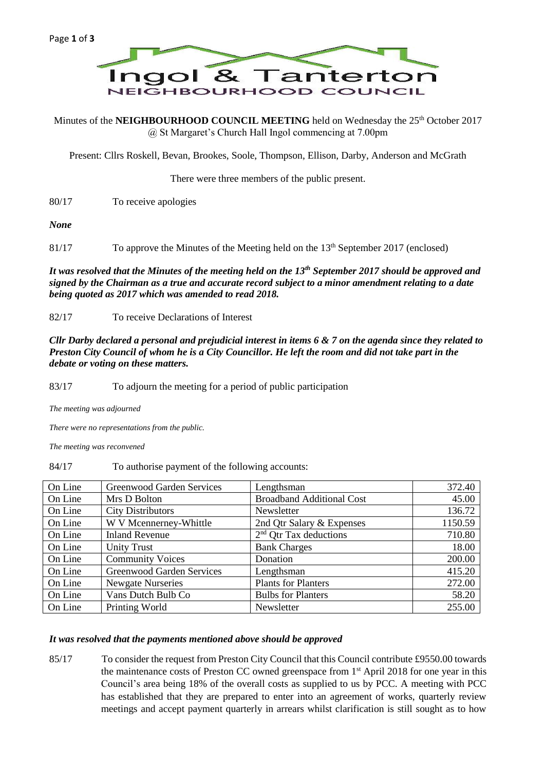# Ingol & Tanterton

## NEIGHBOURHOOD COUNCIL

Minutes of the **NEIGHBOURHOOD COUNCIL MEETING** held on Wednesday the 25th October 2017 @ St Margaret's Church Hall Ingol commencing at 7.00pm

Present: Cllrs Roskell, Bevan, Brookes, Soole, Thompson, Ellison, Darby, Anderson and McGrath

There were three members of the public present.

80/17 To receive apologies

***None***

81/17 To approve the Minutes of the Meeting held on the 13th September 2017 (enclosed)

***It was resolved that the Minutes of the meeting held on the 13th September 2017 should be approved and signed by the Chairman as a true and accurate record subject to a minor amendment relating to a date being quoted as 2017 which was amended to read 2018.***

82/17 To receive Declarations of Interest

***Cllr Darby declared a personal and prejudicial interest in items 6 & 7 on the agenda since they related to Preston City Council of whom he is a City Councillor. He left the room and did not take part in the debate or voting on these matters.***

83/17 To adjourn the meeting for a period of public participation

*The meeting was adjourned*

*There were no representations from the public.*

*The meeting was reconvened*

84/17 To authorise payment of the following accounts:

| | | | |
|---|---|---|---|
| On Line | Greenwood Garden Services | Lengthsman | 372.40 |
| On Line | Mrs D Bolton | Broadband Additional Cost | 45.00 |
| On Line | City Distributors | Newsletter | 136.72 |
| On Line | W V Mcennerney-Whittle | 2nd Qtr Salary & Expenses | 1150.59 |
| On Line | Inland Revenue | 2nd Qtr Tax deductions | 710.80 |
| On Line | Unity Trust | Bank Charges | 18.00 |
| On Line | Community Voices | Donation | 200.00 |
| On Line | Greenwood Garden Services | Lengthsman | 415.20 |
| On Line | Newgate Nurseries | Plants for Planters | 272.00 |
| On Line | Vans Dutch Bulb Co | Bulbs for Planters | 58.20 |
| On Line | Printing World | Newsletter | 255.00 |

***It was resolved that the payments mentioned above should be approved***

85/17 To consider the request from Preston City Council that this Council contribute £9550.00 towards the maintenance costs of Preston CC owned greenspace from 1st April 2018 for one year in this Council's area being 18% of the overall costs as supplied to us by PCC. A meeting with PCC has established that they are prepared to enter into an agreement of works, quarterly review meetings and accept payment quarterly in arrears whilst clarification is still sought as to how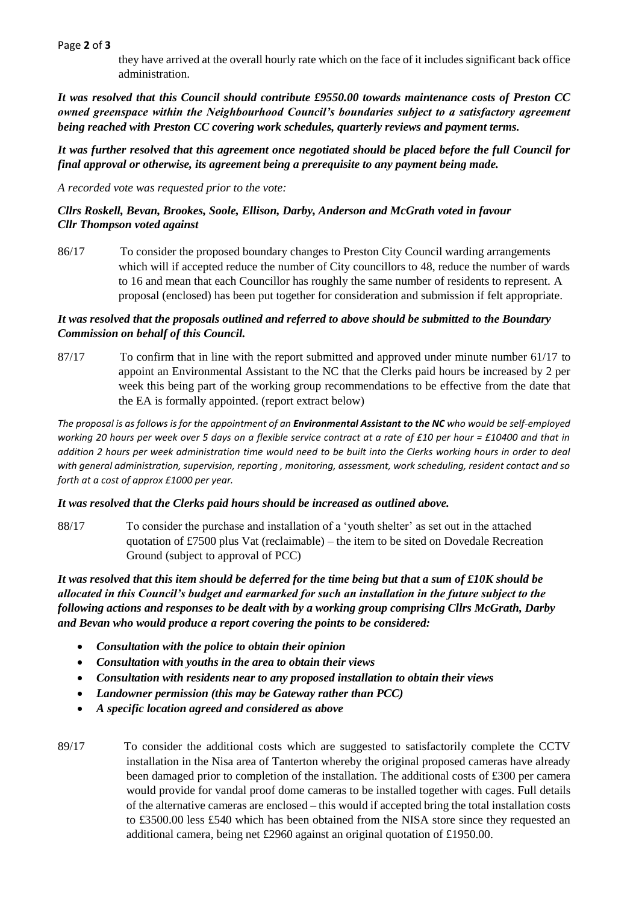they have arrived at the overall hourly rate which on the face of it includes significant back office administration.

***It was resolved that this Council should contribute £9550.00 towards maintenance costs of Preston CC owned greenspace within the Neighbourhood Council's boundaries subject to a satisfactory agreement being reached with Preston CC covering work schedules, quarterly reviews and payment terms.***

***It was further resolved that this agreement once negotiated should be placed before the full Council for final approval or otherwise, its agreement being a prerequisite to any payment being made.***

*A recorded vote was requested prior to the vote:*

***Cllrs Roskell, Bevan, Brookes, Soole, Ellison, Darby, Anderson and McGrath voted in favour***
***Cllr Thompson voted against***

86/17 To consider the proposed boundary changes to Preston City Council warding arrangements which will if accepted reduce the number of City councillors to 48, reduce the number of wards to 16 and mean that each Councillor has roughly the same number of residents to represent. A proposal (enclosed) has been put together for consideration and submission if felt appropriate.

***It was resolved that the proposals outlined and referred to above should be submitted to the Boundary Commission on behalf of this Council.***

87/17 To confirm that in line with the report submitted and approved under minute number 61/17 to appoint an Environmental Assistant to the NC that the Clerks paid hours be increased by 2 per week this being part of the working group recommendations to be effective from the date that the EA is formally appointed. (report extract below)

*The proposal is as follows is for the appointment of an **Environmental Assistant to the NC** who would be self-employed working 20 hours per week over 5 days on a flexible service contract at a rate of £10 per hour = £10400 and that in addition 2 hours per week administration time would need to be built into the Clerks working hours in order to deal with general administration, supervision, reporting , monitoring, assessment, work scheduling, resident contact and so forth at a cost of approx £1000 per year.*

***It was resolved that the Clerks paid hours should be increased as outlined above.***

88/17 To consider the purchase and installation of a 'youth shelter' as set out in the attached quotation of £7500 plus Vat (reclaimable) – the item to be sited on Dovedale Recreation Ground (subject to approval of PCC)

***It was resolved that this item should be deferred for the time being but that a sum of £10K should be allocated in this Council's budget and earmarked for such an installation in the future subject to the following actions and responses to be dealt with by a working group comprising Cllrs McGrath, Darby and Bevan who would produce a report covering the points to be considered:***

- ***Consultation with the police to obtain their opinion***
- ***Consultation with youths in the area to obtain their views***
- ***Consultation with residents near to any proposed installation to obtain their views***
- ***Landowner permission (this may be Gateway rather than PCC)***
- ***A specific location agreed and considered as above***

89/17 To consider the additional costs which are suggested to satisfactorily complete the CCTV installation in the Nisa area of Tanterton whereby the original proposed cameras have already been damaged prior to completion of the installation. The additional costs of £300 per camera would provide for vandal proof dome cameras to be installed together with cages. Full details of the alternative cameras are enclosed – this would if accepted bring the total installation costs to £3500.00 less £540 which has been obtained from the NISA store since they requested an additional camera, being net £2960 against an original quotation of £1950.00.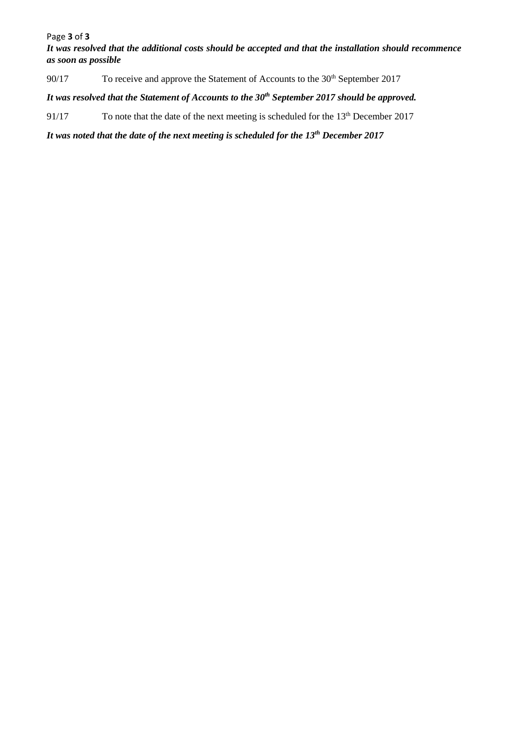***It was resolved that the additional costs should be accepted and that the installation should recommence as soon as possible***

90/17 To receive and approve the Statement of Accounts to the 30th September 2017

***It was resolved that the Statement of Accounts to the 30th September 2017 should be approved.***

91/17 To note that the date of the next meeting is scheduled for the 13th December 2017

***It was noted that the date of the next meeting is scheduled for the 13th December 2017***